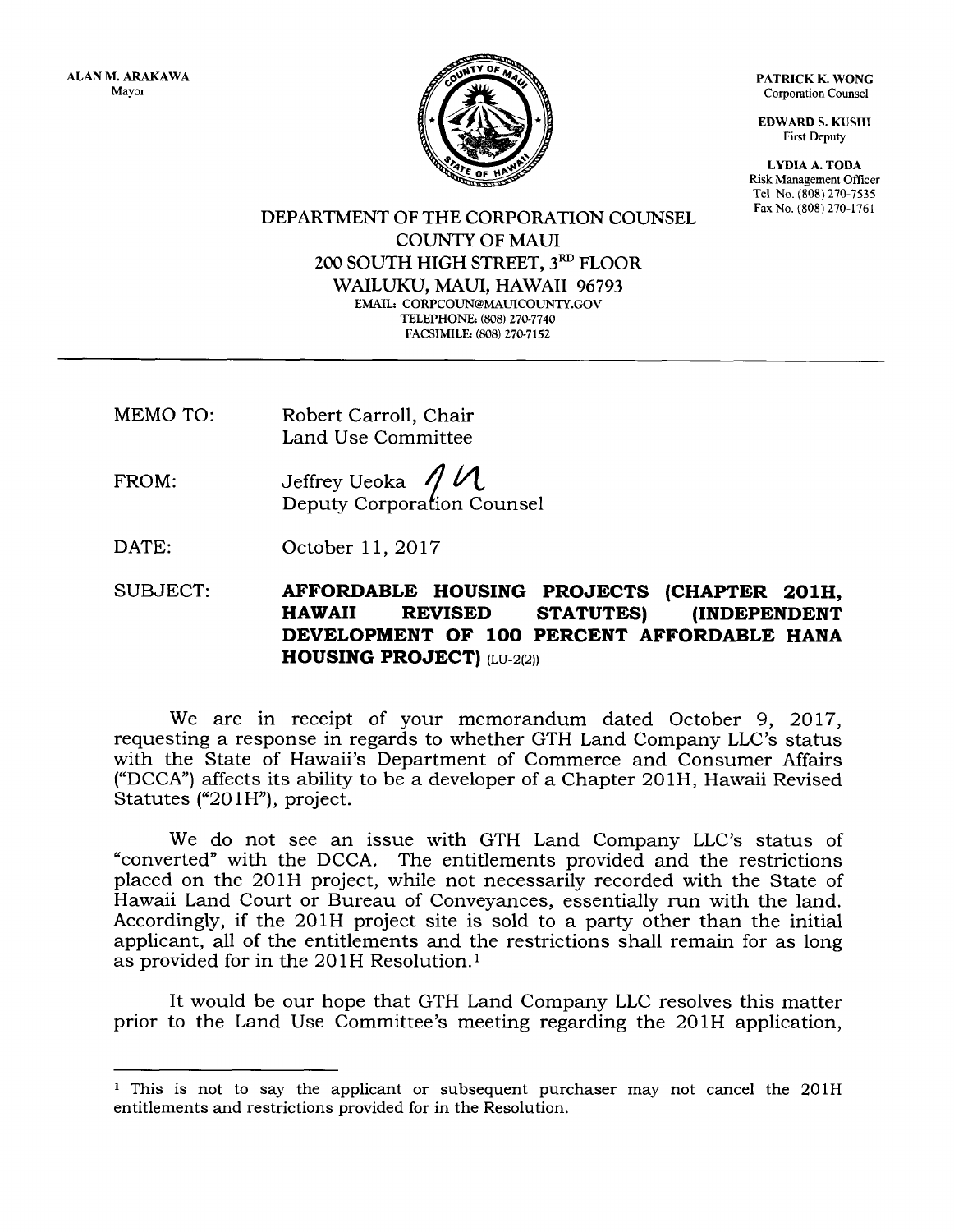ALAN M. ARAKAWA
Mayor

PATRICK K. WONG
Corporation Counsel

EDWARD S. KUSHI
First Deputy

LYDIA A. TODA
Risk Management Officer
Tel No. (808) 270-7535
Fax No. (808) 270-1761

DEPARTMENT OF THE CORPORATION COUNSEL
COUNTY OF MAUI
200 SOUTH HIGH STREET, 3RD FLOOR
WAILUKU, MAUI, HAWAII 96793
EMAIL: CORPCOUN@MAUICOUNTY.GOV
TELEPHONE: (808) 270-7740
FACSIMILE: (808) 270-7152

---

MEMO TO: Robert Carroll, Chair
Land Use Committee

FROM: Jeffrey Ueoka
Deputy Corporation Counsel

DATE: October 11, 2017

SUBJECT: **AFFORDABLE HOUSING PROJECTS (CHAPTER 201H, HAWAII REVISED STATUTES) (INDEPENDENT DEVELOPMENT OF 100 PERCENT AFFORDABLE HANA HOUSING PROJECT)** (LU-2(2))

We are in receipt of your memorandum dated October 9, 2017, requesting a response in regards to whether GTH Land Company LLC's status with the State of Hawaii's Department of Commerce and Consumer Affairs ("DCCA") affects its ability to be a developer of a Chapter 201H, Hawaii Revised Statutes ("201H"), project.

We do not see an issue with GTH Land Company LLC's status of "converted" with the DCCA. The entitlements provided and the restrictions placed on the 201H project, while not necessarily recorded with the State of Hawaii Land Court or Bureau of Conveyances, essentially run with the land. Accordingly, if the 201H project site is sold to a party other than the initial applicant, all of the entitlements and the restrictions shall remain for as long as provided for in the 201H Resolution.[1]

It would be our hope that GTH Land Company LLC resolves this matter prior to the Land Use Committee's meeting regarding the 201H application,

---

[1] This is not to say the applicant or subsequent purchaser may not cancel the 201H entitlements and restrictions provided for in the Resolution.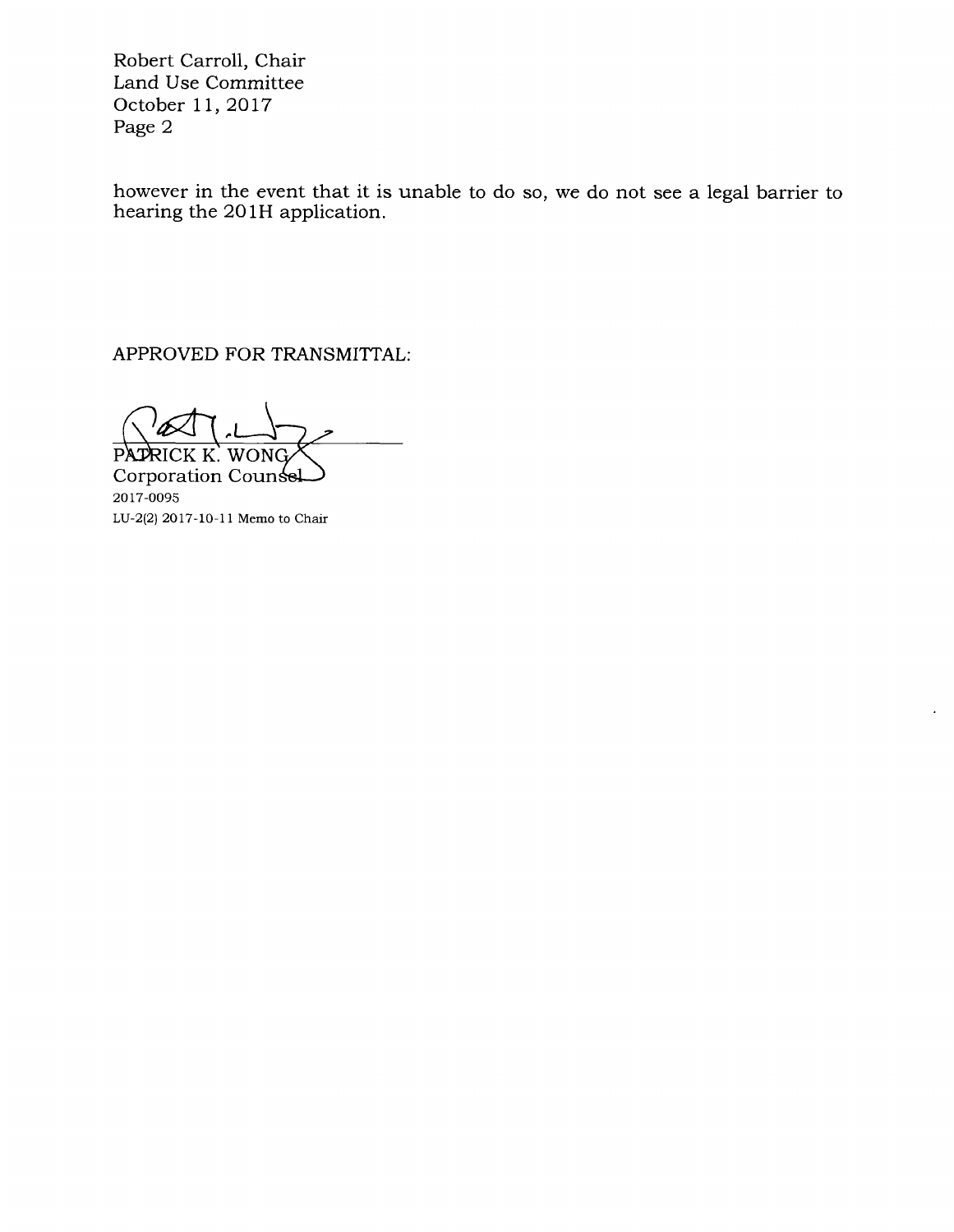however in the event that it is unable to do so, we do not see a legal barrier to hearing the 201H application.

APPROVED FOR TRANSMITTAL:

PATRICK K. WONG
Corporation Counsel

2017-0095
LU-2(2) 2017-10-11 Memo to Chair